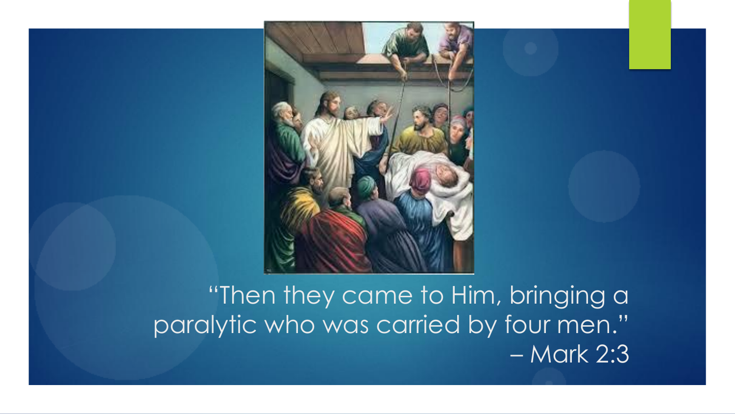"Then they came to Him, bringing a paralytic who was carried by four men."
– Mark 2:3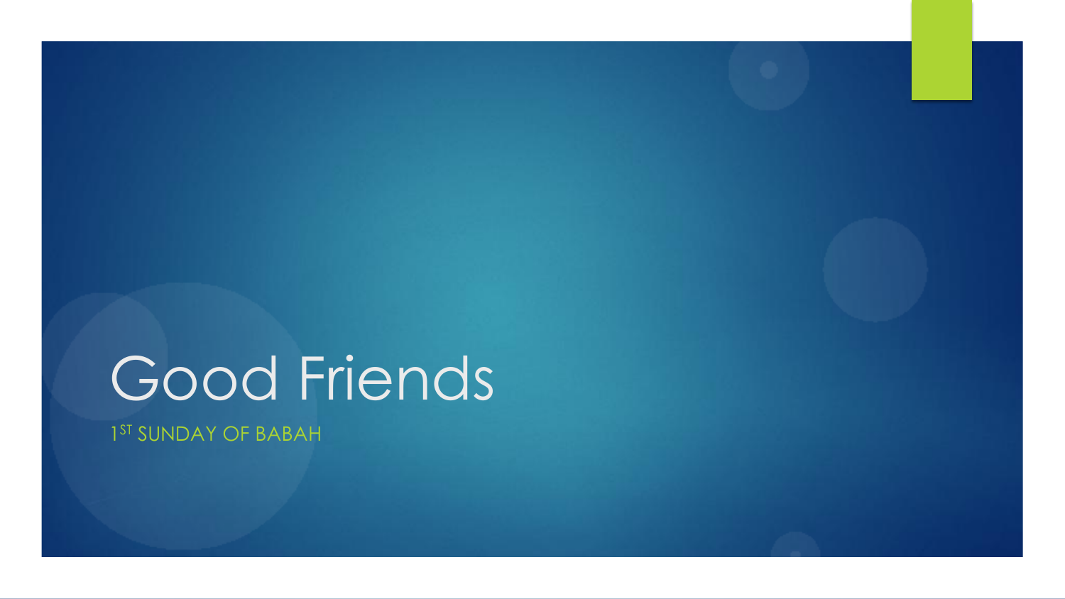# Good Friends

1ST SUNDAY OF BABAH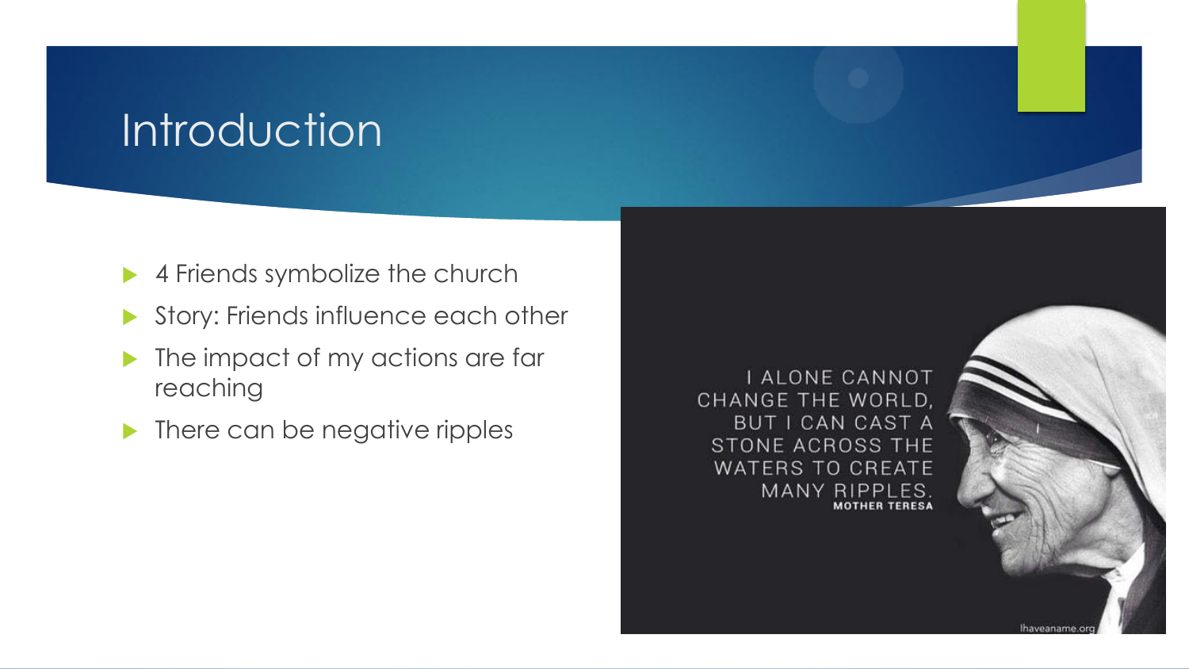# Introduction

- 4 Friends symbolize the church
- Story: Friends influence each other
- The impact of my actions are far reaching
- There can be negative ripples

I ALONE CANNOT CHANGE THE WORLD, BUT I CAN CAST A STONE ACROSS THE WATERS TO CREATE MANY RIPPLES.
MOTHER TERESA

Ihaveaname.org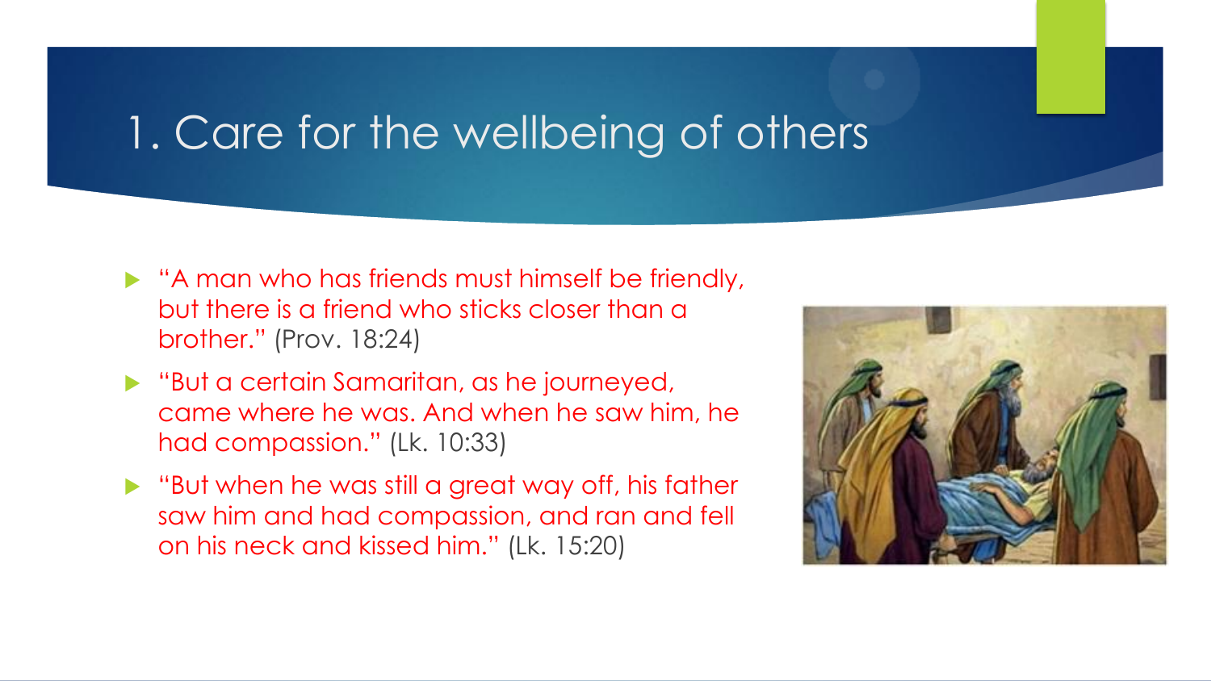# 1. Care for the wellbeing of others

- "A man who has friends must himself be friendly, but there is a friend who sticks closer than a brother." (Prov. 18:24)
- "But a certain Samaritan, as he journeyed, came where he was. And when he saw him, he had compassion." (Lk. 10:33)
- "But when he was still a great way off, his father saw him and had compassion, and ran and fell on his neck and kissed him." (Lk. 15:20)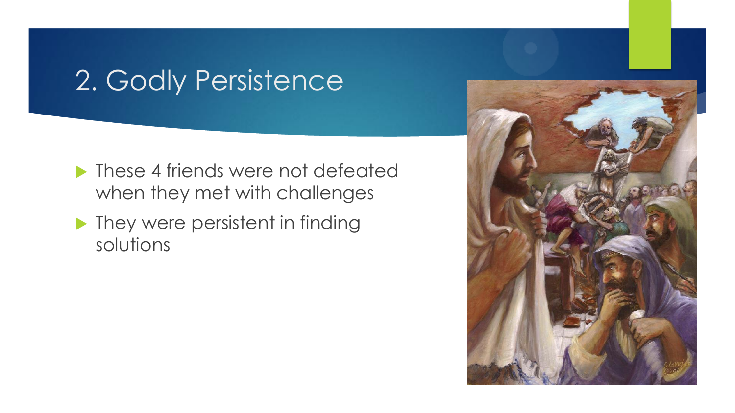## 2. Godly Persistence

- These 4 friends were not defeated when they met with challenges
- They were persistent in finding solutions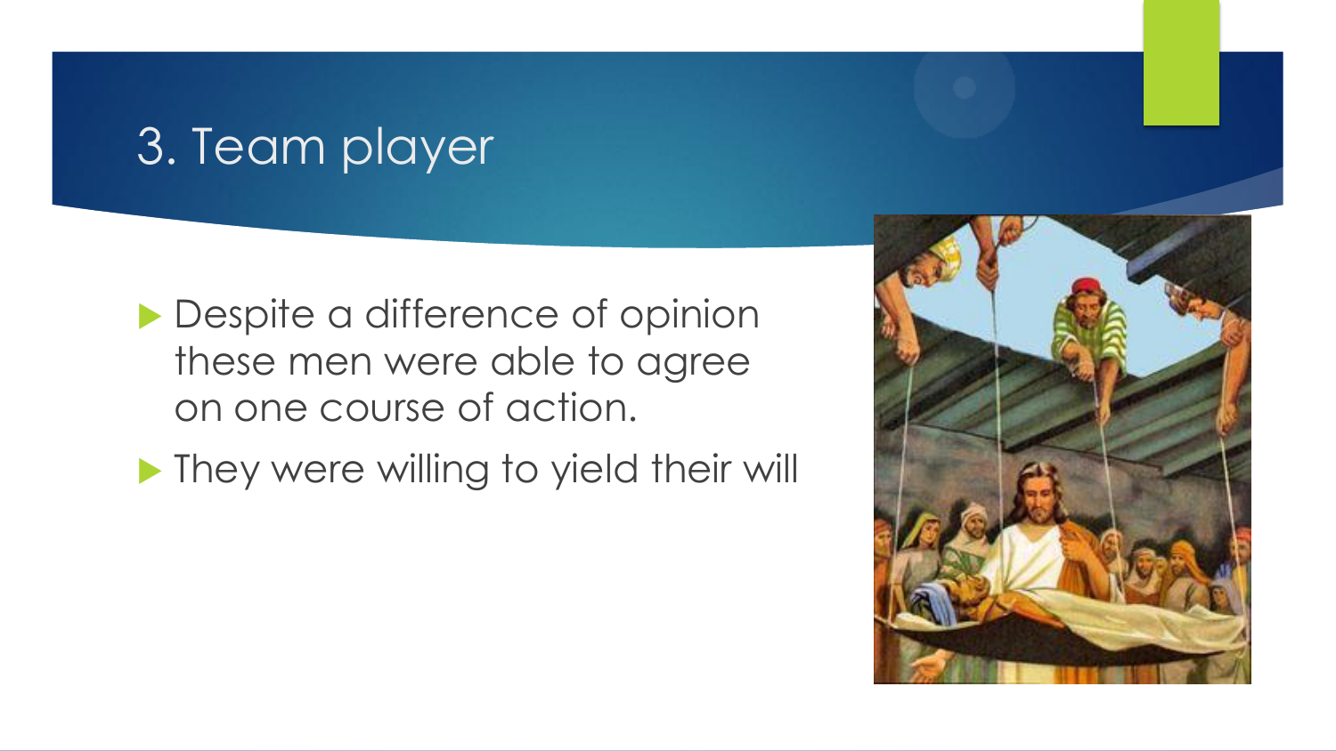# 3. Team player

- Despite a difference of opinion these men were able to agree on one course of action.
- They were willing to yield their will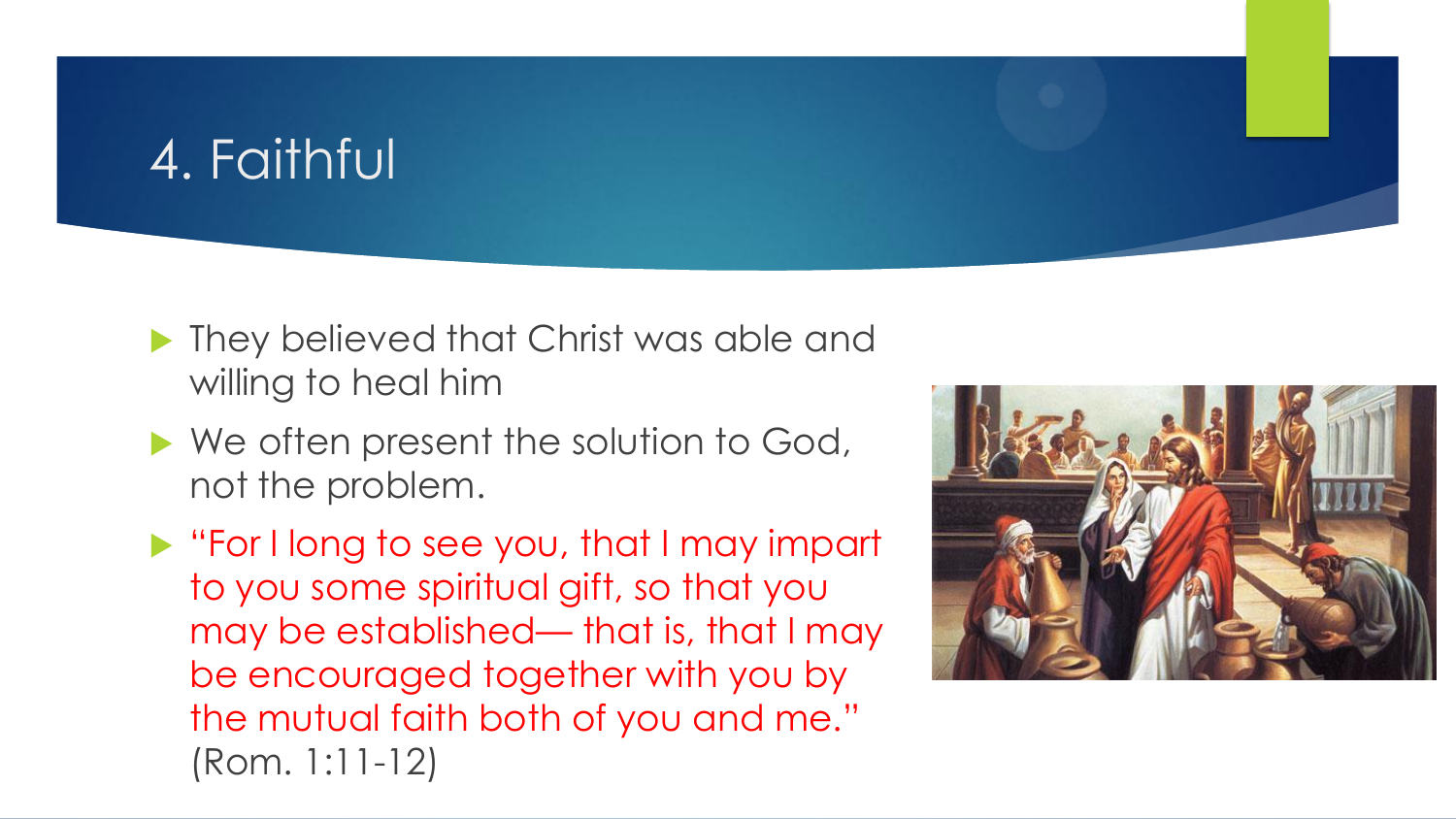# 4. Faithful

- They believed that Christ was able and willing to heal him
- We often present the solution to God, not the problem.
- "For I long to see you, that I may impart to you some spiritual gift, so that you may be established— that is, that I may be encouraged together with you by the mutual faith both of you and me." (Rom. 1:11-12)